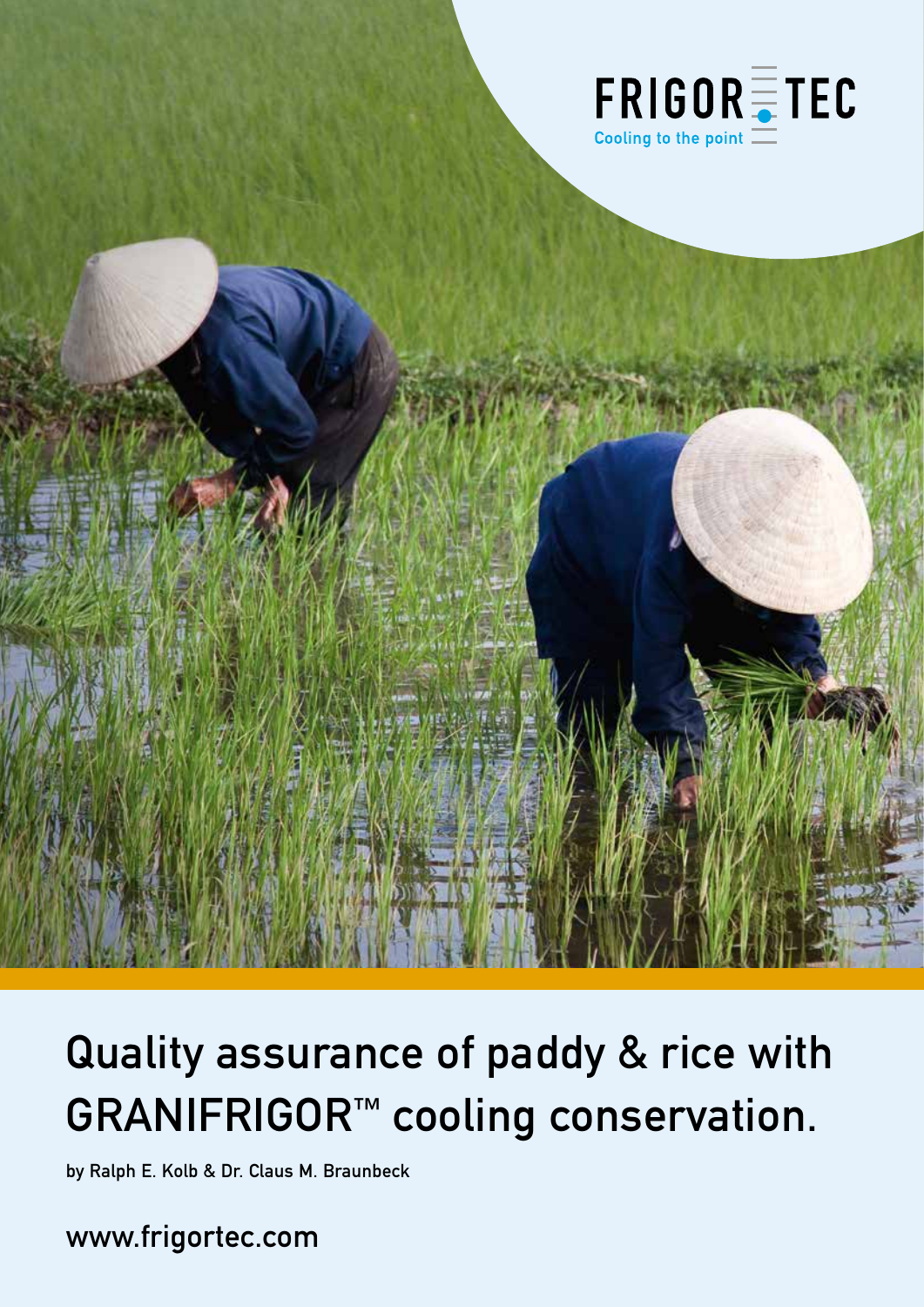FRIGOR TEC
Cooling to the point

# Quality assurance of paddy & rice with GRANIFRIGOR™ cooling conservation.

**by Ralph E. Kolb & Dr. Claus M. Braunbeck**

www.frigortec.com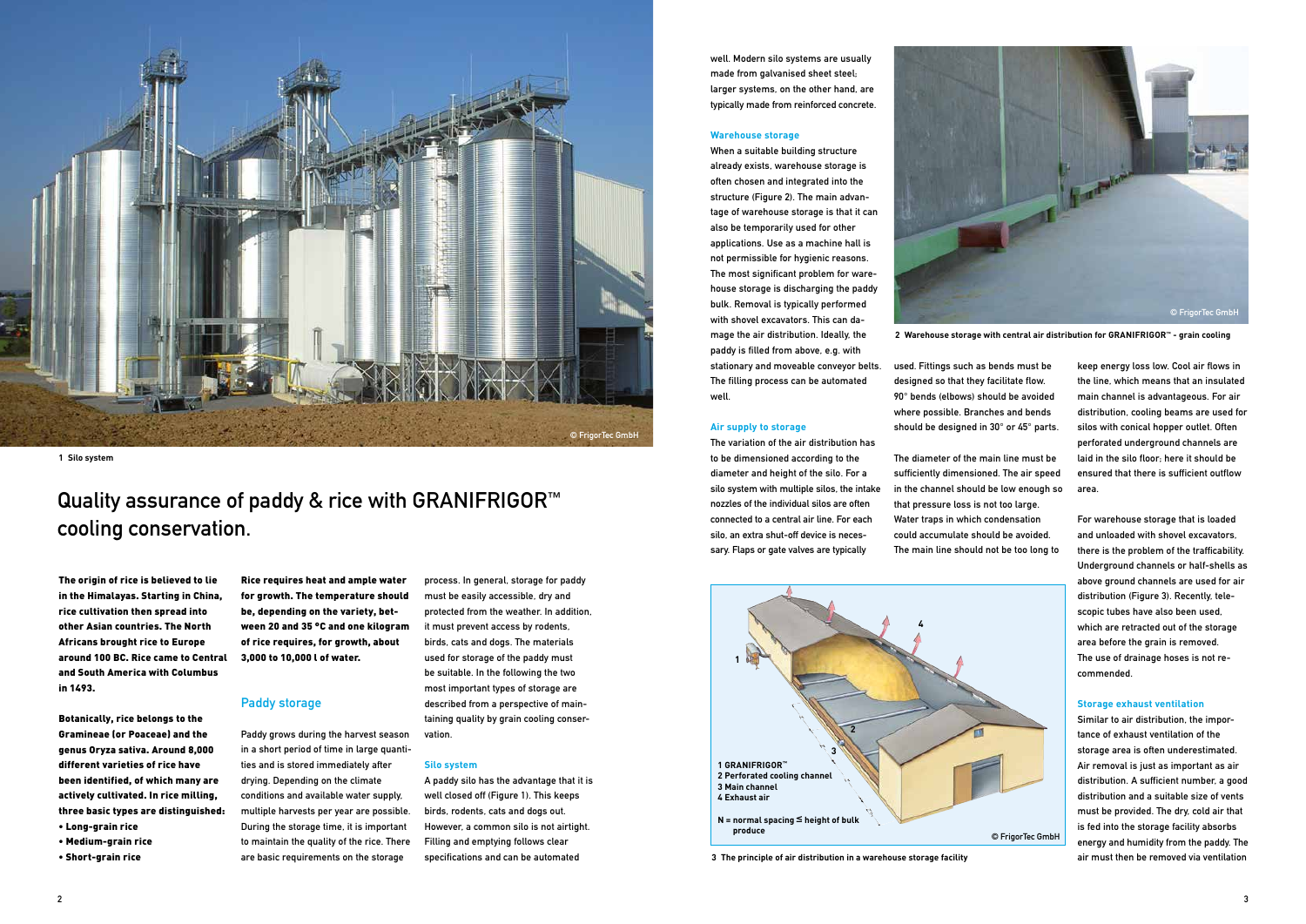1 Silo system

# Quality assurance of paddy & rice with GRANIFRIGOR™ cooling conservation.

**The origin of rice is believed to lie in the Himalayas. Starting in China, rice cultivation then spread into other Asian countries. The North Africans brought rice to Europe around 100 BC. Rice came to Central and South America with Columbus in 1493.**

**Botanically, rice belongs to the Gramineae (or Poaceae) and the genus Oryza sativa. Around 8,000 different varieties of rice have been identified, of which many are actively cultivated. In rice milling, three basic types are distinguished:**

- **Long-grain rice**
- **Medium-grain rice**
- **Short-grain rice**

**Rice requires heat and ample water for growth. The temperature should be, depending on the variety, between 20 and 35 °C and one kilogram of rice requires, for growth, about 3,000 to 10,000 l of water.**

## Paddy storage

Paddy grows during the harvest season in a short period of time in large quantities and is stored immediately after drying. Depending on the climate conditions and available water supply, multiple harvests per year are possible. During the storage time, it is important to maintain the quality of the rice. There are basic requirements on the storage process. In general, storage for paddy must be easily accessible, dry and protected from the weather. In addition, it must prevent access by rodents, birds, cats and dogs. The materials used for storage of the paddy must be suitable. In the following the two most important types of storage are described from a perspective of maintaining quality by grain cooling conservation.

### Silo system

A paddy silo has the advantage that it is well closed off (Figure 1). This keeps birds, rodents, cats and dogs out. However, a common silo is not airtight. Filling and emptying follows clear specifications and can be automated well. Modern silo systems are usually made from galvanised sheet steel; larger systems, on the other hand, are typically made from reinforced concrete.

### Warehouse storage

When a suitable building structure already exists, warehouse storage is often chosen and integrated into the structure (Figure 2). The main advantage of warehouse storage is that it can also be temporarily used for other applications. Use as a machine hall is not permissible for hygienic reasons. The most significant problem for warehouse storage is discharging the paddy bulk. Removal is typically performed with shovel excavators. This can damage the air distribution. Ideally, the paddy is filled from above, e.g. with stationary and moveable conveyor belts. The filling process can be automated well.

2 Warehouse storage with central air distribution for GRANIFRIGOR™ - grain cooling

### Air supply to storage

The variation of the air distribution has to be dimensioned according to the diameter and height of the silo. For a silo system with multiple silos, the intake nozzles of the individual silos are often connected to a central air line. For each silo, an extra shut-off device is necessary. Flaps or gate valves are typically used. Fittings such as bends must be designed so that they facilitate flow. 90° bends (elbows) should be avoided where possible. Branches and bends should be designed in 30° or 45° parts.

The diameter of the main line must be sufficiently dimensioned. The air speed in the channel should be low enough so that pressure loss is not too large. Water traps in which condensation could accumulate should be avoided. The main line should not be too long to keep energy loss low. Cool air flows in the line, which means that an insulated main channel is advantageous. For air distribution, cooling beams are used for silos with conical hopper outlet. Often perforated underground channels are laid in the silo floor; here it should be ensured that there is sufficient outflow area.

For warehouse storage that is loaded and unloaded with shovel excavators, there is the problem of the trafficability. Underground channels or half-shells as above ground channels are used for air distribution (Figure 3). Recently, telescopic tubes have also been used, which are retracted out of the storage area before the grain is removed. The use of drainage hoses is not recommended.

1 GRANIFRIGOR™
2 Perforated cooling channel
3 Main channel
4 Exhaust air

N = normal spacing ≤ height of bulk produce

3 The principle of air distribution in a warehouse storage facility

### Storage exhaust ventilation

Similar to air distribution, the importance of exhaust ventilation of the storage area is often underestimated. Air removal is just as important as air distribution. A sufficient number, a good distribution and a suitable size of vents must be provided. The dry, cold air that is fed into the storage facility absorbs energy and humidity from the paddy. The air must then be removed via ventilation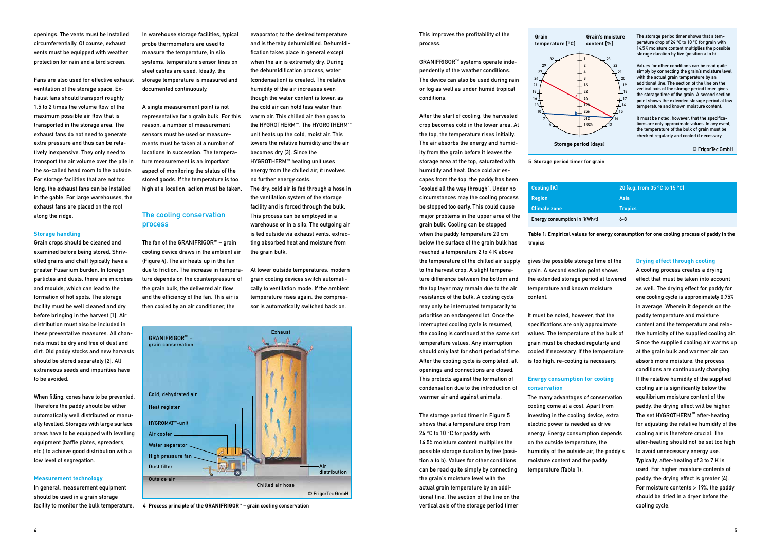openings. The vents must be installed circumferentially. Of course, exhaust vents must be equipped with weather protection for rain and a bird screen.

Fans are also used for effective exhaust ventilation of the storage space. Exhaust fans should transport roughly 1.5 to 2 times the volume flow of the maximum possible air flow that is transported in the storage area. The exhaust fans do not need to generate extra pressure and thus can be relatively inexpensive. They only need to transport the air volume over the pile in the so-called head room to the outside. For storage facilities that are not too long, the exhaust fans can be installed in the gable. For large warehouses, the exhaust fans are placed on the roof along the ridge.

### Storage handling

Grain crops should be cleaned and examined before being stored. Shrivelled grains and chaff typically have a greater Fusarium burden. In foreign particles and dusts, there are microbes and moulds, which can lead to the formation of hot spots. The storage facility must be well cleaned and dry before bringing in the harvest [1]. Air distribution must also be included in these preventative measures. All channels must be dry and free of dust and dirt. Old paddy stocks and new harvests should be stored separately [2]. All extraneous seeds and impurities have to be avoided.

When filling, cones have to be prevented. Therefore the paddy should be either automatically well distributed or manually levelled. Storages with large surface areas have to be equipped with levelling equipment (baffle plates, spreaders, etc.) to achieve good distribution with a low level of segregation.

### Measurement technology

In general, measurement equipment should be used in a grain storage facility to monitor the bulk temperature. In warehouse storage facilities, typical probe thermometers are used to measure the temperature, in silo systems, temperature sensor lines on steel cables are used. Ideally, the storage temperature is measured and documented continuously.

A single measurement point is not representative for a grain bulk. For this reason, a number of measurement sensors must be used or measurements must be taken at a number of locations in succession. The temperature measurement is an important aspect of monitoring the status of the stored goods. If the temperature is too high at a location, action must be taken.

## The cooling conservation process

The fan of the GRANIFRIGOR™ – grain cooling device draws in the ambient air (Figure 4). The air heats up in the fan due to friction. The increase in temperature depends on the counterpressure of the grain bulk, the delivered air flow and the efficiency of the fan. This air is then cooled by an air conditioner, the evaporator, to the desired temperature and is thereby dehumidified. Dehumidification takes place in general except when the air is extremely dry. During the dehumidification process, water (condensation) is created. The relative humidity of the air increases even though the water content is lower, as the cold air can hold less water than warm air. This chilled air then goes to the HYGROTHERM™. The HYGROTHERM™ unit heats up the cold, moist air. This lowers the relative humidity and the air becomes dry [3]. Since the HYGROTHERM heating unit uses energy from the chilled air, it involves no further energy costs.
The dry, cold air is fed through a hose in the ventilation system of the storage facility and is forced through the bulk. This process can be employed in a warehouse or in a silo. The outgoing air is led outside via exhaust vents, extracting absorbed heat and moisture from the grain bulk.

At lower outside temperatures, modern grain cooling devices switch automatically to ventilation mode. If the ambient temperature rises again, the compressor is automatically switched back on.

**4 Process principle of the GRANIFRIGOR™ – grain cooling conservation**

This improves the profitability of the process.

GRANIFRIGOR™ systems operate independently of the weather conditions. The device can also be used during rain or fog as well as under humid tropical conditions.

After the start of cooling, the harvested crop becomes cold in the lower area. At the top, the temperature rises initially. The air absorbs the energy and humidity from the grain before it leaves the storage area at the top, saturated with humidity and heat. Once cold air escapes from the top, the paddy has been "cooled all the way through". Under no circumstances may the cooling process be stopped too early. This could cause major problems in the upper area of the grain bulk. Cooling can be stopped when the paddy temperature 20 cm below the surface of the grain bulk has reached a temperature 2 to 4 K above the temperature of the chilled air supply to the harvest crop. A slight temperature difference between the bottom and the top layer may remain due to the air resistance of the bulk. A cooling cycle may only be interrupted temporarily to prioritise an endangered lot. Once the interrupted cooling cycle is resumed, the cooling is continued at the same set temperature values. Any interruption should only last for short period of time. After the cooling cycle is completed, all openings and connections are closed. This protects against the formation of condensation due to the introduction of warmer air and against animals.

The storage period timer in Figure 5 shows that a temperature drop from 24 °C to 10 °C for paddy with 14.5% moisture content multiplies the possible storage duration by five (position a to b). Values for other conditions can be read quite simply by connecting the grain's moisture level with the actual grain temperature by an additional line. The section of the line on the vertical axis of the storage period timer gives the possible storage time of the grain. A second section point shows the extended storage period at lowered temperature and known moisture content.

It must be noted, however, that the specifications are only approximate values. The temperature of the bulk of grain must be checked regularly and cooled if necessary. If the temperature is too high, re-cooling is necessary.

The storage period timer shows that a temperature drop of 24 °C to 10 °C for grain with 14.5% moisture content multiplies the possible storage duration by five (position a to b).

Values for other conditions can be read quite simply by connecting the grain's moisture level with the actual grain temperature by an additional line. The section of the line on the vertical axis of the storage period timer gives the storage time of the grain. A second section point shows the extended storage period at low temperature and known moisture content.

It must be noted, however, that the specifications are only approximate values. In any event, the temperature of the bulk of grain must be checked regularly and cooled if necessary.

**5 Storage period timer for grain**

| Cooling [K] | 20 (e.g. from 35 °C to 15 °C) |
|---|---|
| Region | Asia |
| Climate zone | Tropics |
| Energy consumption in [kWh/t] | 6–8 |

**Table 1: Empirical values for energy consumption for one cooling process of paddy in the tropics**

### Energy consumption for cooling conservation

The many advantages of conservation cooling come at a cost. Apart from investing in the cooling device, extra electric power is needed as drive energy. Energy consumption depends on the outside temperature, the humidity of the outside air, the paddy's moisture content and the paddy temperature (Table 1).

### Drying effect through cooling

A cooling process creates a drying effect that must be taken into account as well. The drying effect for paddy for one cooling cycle is approximately 0.75% in average. Wherein it depends on the paddy temperature and moisture content and the temperature and relative humidity of the supplied cooling air. Since the supplied cooling air warms up at the grain bulk and warmer air can absorb more moisture, the process conditions are continuously changing. If the relative humidity of the supplied cooling air is significantly below the equilibrium moisture content of the paddy, the drying effect will be higher. The set HYGROTHERM™ after-heating for adjusting the relative humidity of the cooling air is therefore crucial. The after-heating should not be set too high to avoid unnecessary energy use. Typically, after-heating of 3 to 7 K is used. For higher moisture contents of paddy, the drying effect is greater [4]. For moisture contents > 19%, the paddy should be dried in a dryer before the cooling cycle.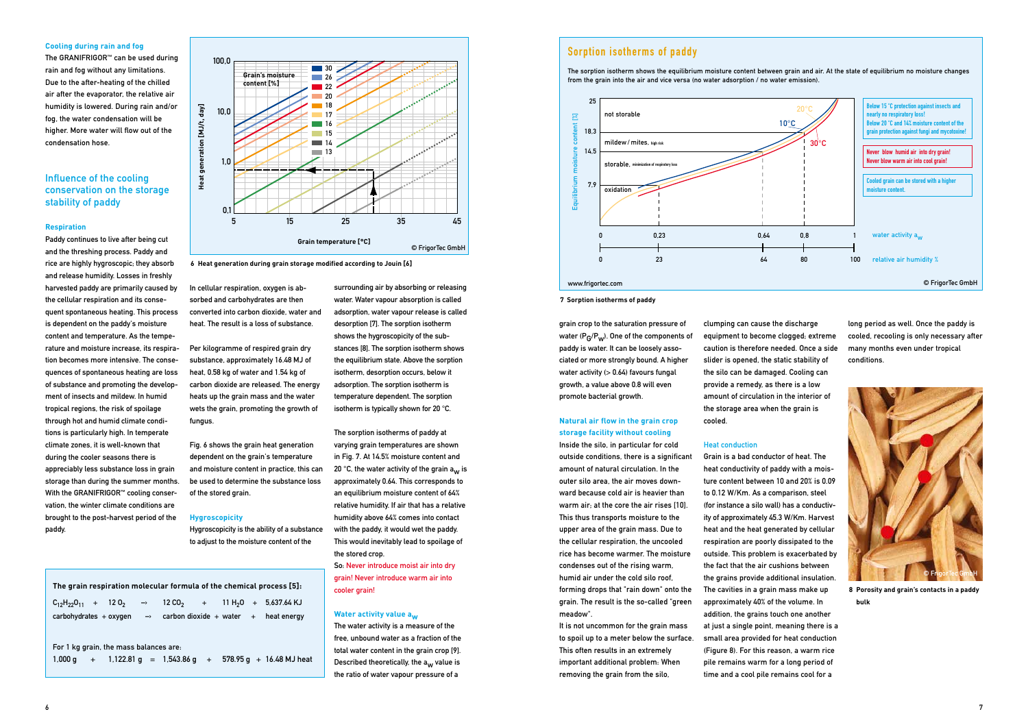### Cooling during rain and fog

The GRANIFRIGOR™ can be used during rain and fog without any limitations. Due to the after-heating of the chilled air after the evaporator, the relative air humidity is lowered. During rain and/or fog, the water condensation will be higher. More water will flow out of the condensation hose.

## Influence of the cooling conservation on the storage stability of paddy

### Respiration

Paddy continues to live after being cut and the threshing process. Paddy and rice are highly hygroscopic; they absorb and release humidity. Losses in freshly harvested paddy are primarily caused by the cellular respiration and its consequent spontaneous heating. This process is dependent on the paddy's moisture content and temperature. As the temperature and moisture increase, its respiration becomes more intensive. The consequences of spontaneous heating are loss of substance and promoting the development of insects and mildew. In humid tropical regions, the risk of spoilage through hot and humid climate conditions is particularly high. In temperate climate zones, it is well-known that during the cooler seasons there is appreciably less substance loss in grain storage than during the summer months. With the GRANIFRIGOR™ cooling conservation, the winter climate conditions are brought to the post-harvest period of the paddy.

6 Heat generation during grain storage modified according to Jouin [6]

In cellular respiration, oxygen is absorbed and carbohydrates are then converted into carbon dioxide, water and heat. The result is a loss of substance.

Per kilogramme of respired grain dry substance, approximately 16.48 MJ of heat, 0.58 kg of water and 1.54 kg of carbon dioxide are released. The energy heats up the grain mass and the water wets the grain, promoting the growth of fungus.

Fig. 6 shows the grain heat generation dependent on the grain's temperature and moisture content in practice, this can be used to determine the substance loss of the stored grain.

### Hygroscopicity

Hygroscopicity is the ability of a substance to adjust to the moisture content of the surrounding air by absorbing or releasing water. Water vapour absorption is called adsorption, water vapour release is called desorption [7]. The sorption isotherm shows the hygroscopicity of the substances [8]. The sorption isotherm shows the equilibrium state. Above the sorption isotherm, desorption occurs, below it adsorption. The sorption isotherm is temperature dependent. The sorption isotherm is typically shown for 20 °C.

The sorption isotherms of paddy at varying grain temperatures are shown in Fig. 7. At 14.5% moisture content and 20 °C, the water activity of the grain $a_W$ is approximately 0.64. This corresponds to an equilibrium moisture content of 64% relative humidity. If air that has a relative humidity above 64% comes into contact with the paddy, it would wet the paddy. This would inevitably lead to spoilage of the stored crop.

So: Never introduce moist air into dry grain! Never introduce warm air into cooler grain!

**The grain respiration molecular formula of the chemical process [5]:**

$$C_{12}H_{22}O_{11} + 12\,O_2 \rightarrow 12\,CO_2 + 11\,H_2O + 5{,}637.64\text{ KJ}$$

carbohydrates + oxygen → carbon dioxide + water + heat energy

For 1 kg grain, the mass balances are:

1,000 g + 1,122.81 g = 1,543.86 g + 578.95 g + 16.48 MJ heat

### Water activity value $a_W$

The water activity is a measure of the free, unbound water as a fraction of the total water content in the grain crop [9]. Described theoretically, the $a_W$ value is the ratio of water vapour pressure of a grain crop to the saturation pressure of water ($P_G/P_W$). One of the components of paddy is water. It can be loosely associated or more strongly bound. A higher water activity (> 0.64) favours fungal growth, a value above 0.8 will even promote bacterial growth.

## Sorption isotherms of paddy

The sorption isotherm shows the equilibrium moisture content between grain and air. At the state of equilibrium no moisture changes from the grain into the air and vice versa (no water adsorption / no water emission).

7 Sorption isotherms of paddy

### Natural air flow in the grain crop storage facility without cooling

Inside the silo, in particular for cold outside conditions, there is a significant amount of natural circulation. In the outer silo area, the air moves downward because cold air is heavier than warm air; at the core the air rises [10]. This thus transports moisture to the upper area of the grain mass. Due to the cellular respiration, the uncooled rice has become warmer. The moisture condenses out of the rising warm, humid air under the cold silo roof, forming drops that "rain down" onto the grain. The result is the so-called "green meadow".

It is not uncommon for the grain mass to spoil up to a meter below the surface. This often results in an extremely important additional problem: When removing the grain from the silo, clumping can cause the discharge equipment to become clogged; extreme caution is therefore needed. Once a side slider is opened, the static stability of the silo can be damaged. Cooling can provide a remedy, as there is a low amount of circulation in the interior of the storage area when the grain is cooled.

### Heat conduction

Grain is a bad conductor of heat. The heat conductivity of paddy with a moisture content between 10 and 20% is 0.09 to 0.12 W/Km. As a comparison, steel (for instance a silo wall) has a conductivity of approximately 45.3 W/Km. Harvest heat and the heat generated by cellular respiration are poorly dissipated to the outside. This problem is exacerbated by the fact that the air cushions between the grains provide additional insulation. The cavities in a grain mass make up approximately 40% of the volume. In addition, the grains touch one another at just a single point, meaning there is a small area provided for heat conduction (Figure 8). For this reason, a warm rice pile remains warm for a long period of time and a cool pile remains cool for a long period as well. Once the paddy is cooled, recooling is only necessary after many months even under tropical conditions.

8 Porosity and grain's contacts in a paddy bulk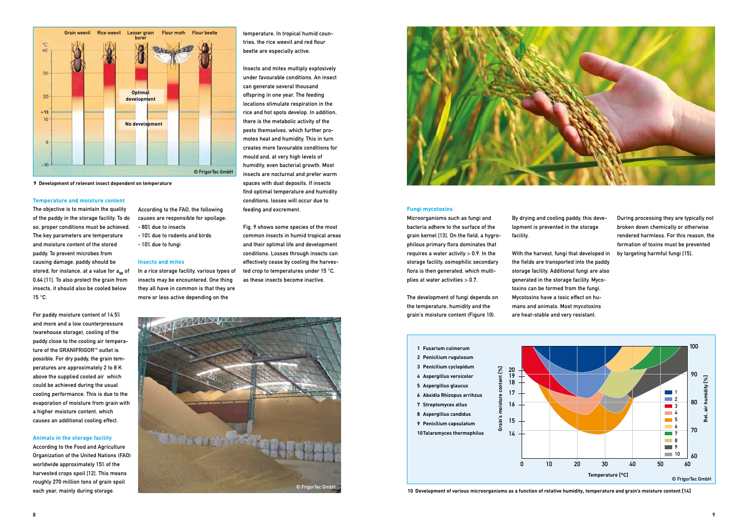9 Development of relevant insect dependent on temperature

### Temperature and moisture content

The objective is to maintain the quality of the paddy in the storage facility. To do so, proper conditions must be achieved. The key parameters are temperature and moisture content of the stored paddy. To prevent microbes from causing damage, paddy should be stored, for instance, at a value for $a_W$ of 0.64 [11]. To also protect the grain from insects, it should also be cooled below 15 °C.

For paddy moisture content of 14.5% and more and a low counterpressure (warehouse storage), cooling of the paddy close to the cooling air temperature of the GRANIFRIGOR™ outlet is possible. For dry paddy, the grain temperatures are approximately 2 to 8 K above the supplied cooled air which could be achieved during the usual cooling performance. This is due to the evaporation of moisture from grain with a higher moisture content, which causes an additional cooling effect.

### Animals in the storage facility

According to the Food and Agriculture Organization of the United Nations (FAO) worldwide approximately 15% of the harvested crops spoil [12]. This means roughly 270 million tons of grain spoil each year, mainly during storage.

According to the FAO, the following causes are responsible for spoilage:
- 80% due to insects
- 10% due to rodents and birds
- 10% due to fungi

### Insects and mites

In a rice storage facility, various types of insects may be encountered. One thing they all have in common is that they are more or less active depending on the temperature. In tropical humid countries, the rice weevil and red flour beetle are especially active.

Insects and mites multiply explosively under favourable conditions. An insect can generate several thousand offspring in one year. The feeding locations stimulate respiration in the rice and hot spots develop. In addition, there is the metabolic activity of the pests themselves, which further promotes heat and humidity. This in turn creates more favourable conditions for mould and, at very high levels of humidity, even bacterial growth. Most insects are nocturnal and prefer warm spaces with dust deposits. If insects find optimal temperature and humidity conditions, losses will occur due to feeding and excrement.

Fig. 9 shows some species of the most common insects in humid tropical areas and their optimal life and development conditions. Losses through insects can effectively be cooling the harvested crop to temperatures under 15 °C, as these insects become inactive.

### Fungi mycotoxins

Microorganisms such as fungi and bacteria adhere to the surface of the grain kernel [13]. On the field, a hygrophilous primary flora dominates that requires a water activity > 0.9. In the storage facility, osmophilic secondary flora is then generated, which multiplies at water activities > 0.7.

The development of fungi depends on the temperature, humidity and the grain's moisture content (Figure 10).

By drying and cooling paddy, this development is prevented in the storage facility.

With the harvest, fungi that developed in the fields are transported into the paddy storage facility. Additional fungi are also generated in the storage facility. Mycotoxins can be formed from the fungi. Mycotoxins have a toxic effect on humans and animals. Most mycotoxins are heat-stable and very resistant.

During processing they are typically not broken down chemically or otherwise rendered harmless. For this reason, the formation of toxins must be prevented by targeting harmful fungi [15].

10 Development of various microorganisms as a function of relative humidity, temperature and grain's moisture content [14]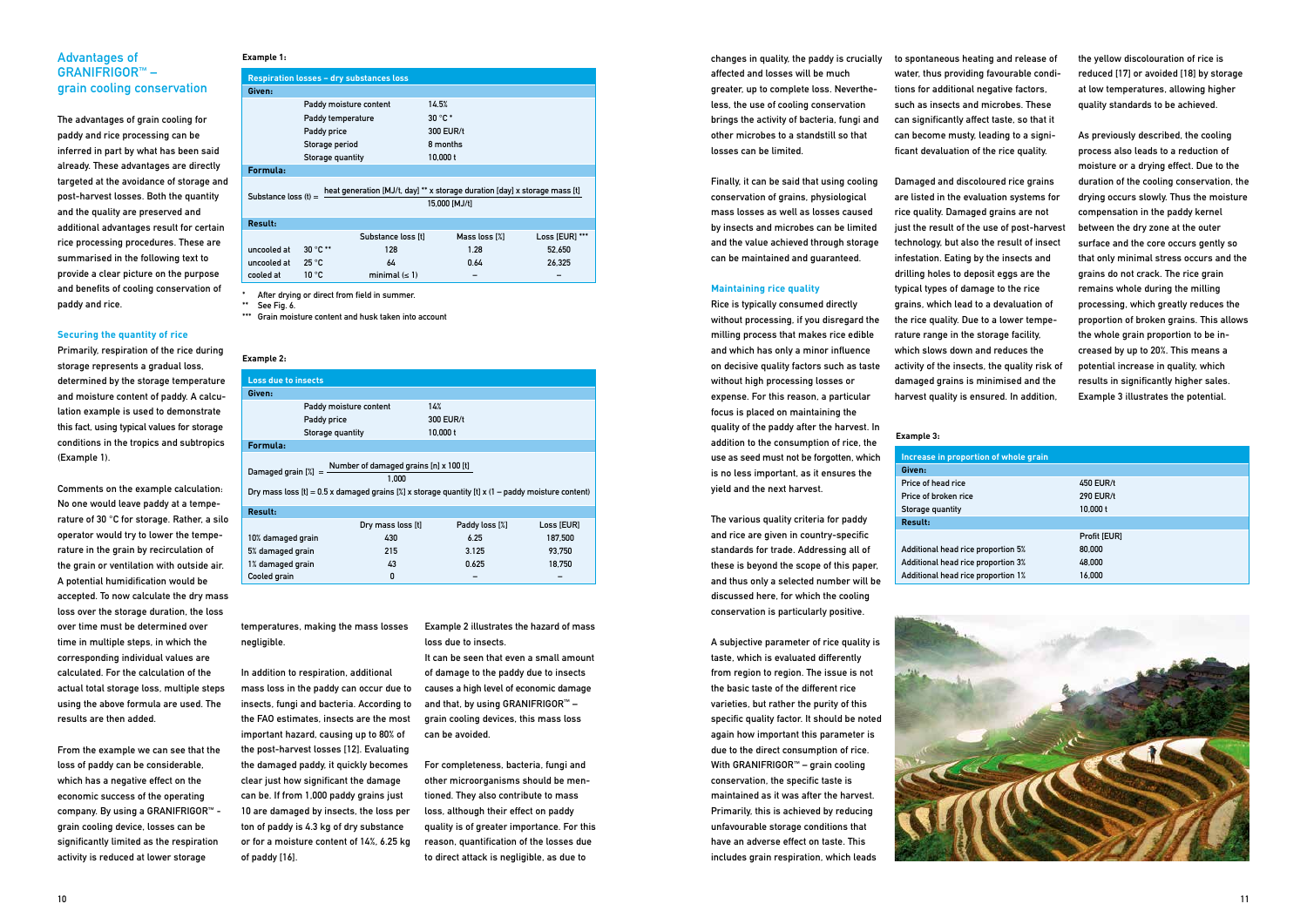## Advantages of GRANIFRIGOR™ – grain cooling conservation

The advantages of grain cooling for paddy and rice processing can be inferred in part by what has been said already. These advantages are directly targeted at the avoidance of storage and post-harvest losses. Both the quantity and the quality are preserved and additional advantages result for certain rice processing procedures. These are summarised in the following text to provide a clear picture on the purpose and benefits of cooling conservation of paddy and rice.

### Securing the quantity of rice

Primarily, respiration of the rice during storage represents a gradual loss, determined by the storage temperature and moisture content of paddy. A calculation example is used to demonstrate this fact, using typical values for storage conditions in the tropics and subtropics (Example 1).

**Example 1:**

| Respiration losses – dry substances loss | | | | |
|---|---|---|---|---|
| **Given:** | | | | |
| | Paddy moisture content | 14.5% | | |
| | Paddy temperature | 30 °C * | | |
| | Paddy price | 300 EUR/t | | |
| | Storage period | 8 months | | |
| | Storage quantity | 10,000 t | | |
| **Formula:** | | | | |
| Substance loss (t) = heat generation [MJ/t, day] ** x storage duration [day] x storage mass [t] / 15,000 [MJ/t] | | | | |
| **Result:** | | | | |
| | | Substance loss [t] | Mass loss [%] | Loss [EUR] *** |
| uncooled at | 30 °C ** | 128 | 1.28 | 52,650 |
| uncooled at | 25 °C | 64 | 0.64 | 26,325 |
| cooled at | 10 °C | minimal (≤ 1) | – | – |

\* After drying or direct from field in summer.
\** See Fig. 6.
\*** Grain moisture content and husk taken into account

Comments on the example calculation: No one would leave paddy at a temperature of 30 °C for storage. Rather, a silo operator would try to lower the temperature in the grain by recirculation of the grain or ventilation with outside air. A potential humidification would be accepted. To now calculate the dry mass loss over the storage duration, the loss over time must be determined over time in multiple steps, in which the corresponding individual values are calculated. For the calculation of the actual total storage loss, multiple steps using the above formula are used. The results are then added.

From the example we can see that the loss of paddy can be considerable, which has a negative effect on the economic success of the operating company. By using a GRANIFRIGOR™ - grain cooling device, losses can be significantly limited as the respiration activity is reduced at lower storage temperatures, making the mass losses negligible.

In addition to respiration, additional mass loss in the paddy can occur due to insects, fungi and bacteria. According to the FAO estimates, insects are the most important hazard, causing up to 80% of the post-harvest losses [12]. Evaluating the damaged paddy, it quickly becomes clear just how significant the damage can be. If from 1,000 paddy grains just 10 are damaged by insects, the loss per ton of paddy is 4.3 kg of dry substance or for a moisture content of 14%, 6.25 kg of paddy [16].

**Example 2:**

| Loss due to insects | | | |
|---|---|---|---|
| **Given:** | | | |
| | Paddy moisture content | 14% | |
| | Paddy price | 300 EUR/t | |
| | Storage quantity | 10,000 t | |
| **Formula:** | | | |
| Damaged grain [%] = Number of damaged grains [n] x 100 [t] / 1,000 | | | |
| Dry mass loss [t] = 0.5 x damaged grains [%] x storage quantity [t] x (1 – paddy moisture content) | | | |
| **Result:** | | | |
| | Dry mass loss [t] | Paddy loss [%] | Loss [EUR] |
| 10% damaged grain | 430 | 6.25 | 187,500 |
| 5% damaged grain | 215 | 3.125 | 93,750 |
| 1% damaged grain | 43 | 0.625 | 18,750 |
| Cooled grain | 0 | – | – |

Example 2 illustrates the hazard of mass loss due to insects.

It can be seen that even a small amount of damage to the paddy due to insects causes a high level of economic damage and that, by using GRANIFRIGOR™ – grain cooling devices, this mass loss can be avoided.

For completeness, bacteria, fungi and other microorganisms should be mentioned. They also contribute to mass loss, although their effect on paddy quality is of greater importance. For this reason, quantification of the losses due to direct attack is negligible, as due to changes in quality, the paddy is crucially affected and losses will be much greater, up to complete loss. Nevertheless, the use of cooling conservation brings the activity of bacteria, fungi and other microbes to a standstill so that losses can be limited.

Finally, it can be said that using cooling conservation of grains, physiological mass losses as well as losses caused by insects and microbes can be limited and the value achieved through storage can be maintained and guaranteed.

### Maintaining rice quality

Rice is typically consumed directly without processing, if you disregard the milling process that makes rice edible and which has only a minor influence on decisive quality factors such as taste without high processing losses or expense. For this reason, a particular focus is placed on maintaining the quality of the paddy after the harvest. In addition to the consumption of rice, the use as seed must not be forgotten, which is no less important, as it ensures the yield and the next harvest.

The various quality criteria for paddy and rice are given in country-specific standards for trade. Addressing all of these is beyond the scope of this paper, and thus only a selected number will be discussed here, for which the cooling conservation is particularly positive.

A subjective parameter of rice quality is taste, which is evaluated differently from region to region. The issue is not the basic taste of the different rice varieties, but rather the purity of this specific quality factor. It should be noted again how important this parameter is due to the direct consumption of rice. With GRANIFRIGOR™ – grain cooling conservation, the specific taste is maintained as it was after the harvest. Primarily, this is achieved by reducing unfavourable storage conditions that have an adverse effect on taste. This includes grain respiration, which leads to spontaneous heating and release of water, thus providing favourable conditions for additional negative factors, such as insects and microbes. These can significantly affect taste, so that it can become musty, leading to a significant devaluation of the rice quality.

Damaged and discoloured rice grains are listed in the evaluation systems for rice quality. Damaged grains are not just the result of the use of post-harvest technology, but also the result of insect infestation. Eating by the insects and drilling holes to deposit eggs are the typical types of damage to the rice grains, which lead to a devaluation of the rice quality. Due to a lower temperature range in the storage facility, which slows down and reduces the activity of the insects, the quality risk of damaged grains is minimised and the harvest quality is ensured. In addition, the yellow discolouration of rice is reduced [17] or avoided [18] by storage at low temperatures, allowing higher quality standards to be achieved.

As previously described, the cooling process also leads to a reduction of moisture or a drying effect. Due to the duration of the cooling conservation, the drying occurs slowly. Thus the moisture compensation in the paddy kernel between the dry zone at the outer surface and the core occurs gently so that only minimal stress occurs and the grains do not crack. The rice grain remains whole during the milling processing, which greatly reduces the proportion of broken grains. This allows the whole grain proportion to be increased by up to 20%. This means a potential increase in quality, which results in significantly higher sales. Example 3 illustrates the potential.

**Example 3:**

| Increase in proportion of whole grain | |
|---|---|
| **Given:** | |
| Price of head rice | 450 EUR/t |
| Price of broken rice | 290 EUR/t |
| Storage quantity | 10,000 t |
| **Result:** | |
| | Profit [EUR] |
| Additional head rice proportion 5% | 80,000 |
| Additional head rice proportion 3% | 48,000 |
| Additional head rice proportion 1% | 16,000 |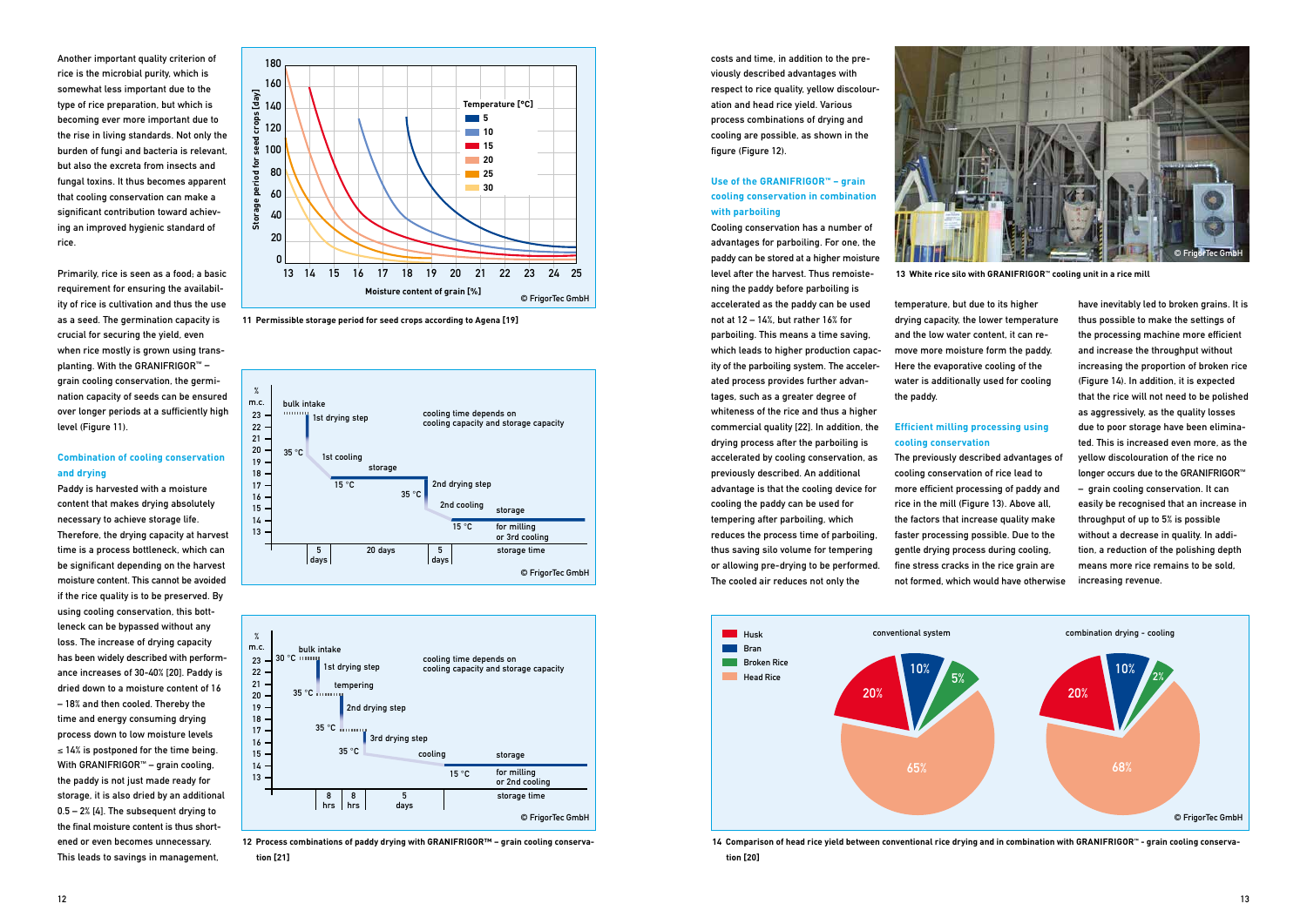Another important quality criterion of rice is the microbial purity, which is somewhat less important due to the type of rice preparation, but which is becoming ever more important due to the rise in living standards. Not only the burden of fungi and bacteria is relevant, but also the excreta from insects and fungal toxins. It thus becomes apparent that cooling conservation can make a significant contribution toward achieving an improved hygienic standard of rice.

Primarily, rice is seen as a food; a basic requirement for ensuring the availability of rice is cultivation and thus the use as a seed. The germination capacity is crucial for securing the yield, even when rice mostly is grown using transplanting. With the GRANIFRIGOR™ – grain cooling conservation, the germination capacity of seeds can be ensured over longer periods at a sufficiently high level (Figure 11).

11 Permissible storage period for seed crops according to Agena [19]

### Combination of cooling conservation and drying

Paddy is harvested with a moisture content that makes drying absolutely necessary to achieve storage life. Therefore, the drying capacity at harvest time is a process bottleneck, which can be significant depending on the harvest moisture content. This cannot be avoided if the rice quality is to be preserved. By using cooling conservation, this bottleneck can be bypassed without any loss. The increase of drying capacity has been widely described with performance increases of 30-40% [20]. Paddy is dried down to a moisture content of 16 – 18% and then cooled. Thereby the time and energy consuming drying process down to low moisture levels ≤ 14% is postponed for the time being. With GRANIFRIGOR™ – grain cooling, the paddy is not just made ready for storage, it is also dried by an additional 0.5 – 2% [4]. The subsequent drying to the final moisture content is thus shortened or even becomes unnecessary. This leads to savings in management, costs and time, in addition to the previously described advantages with respect to rice quality, yellow discolouration and head rice yield. Various process combinations of drying and cooling are possible, as shown in the figure (Figure 12).

12 Process combinations of paddy drying with GRANIFRIGOR™ – grain cooling conservation [21]

### Use of the GRANIFRIGOR™ – grain cooling conservation in combination with parboiling

Cooling conservation has a number of advantages for parboiling. For one, the paddy can be stored at a higher moisture level after the harvest. Thus remoistening the paddy before parboiling is accelerated as the paddy can be used not at 12 – 14%, but rather 16% for parboiling. This means a time saving, which leads to higher production capacity of the parboiling system. The accelerated process provides further advantages, such as a greater degree of whiteness of the rice and thus a higher commercial quality [22]. In addition, the drying process after the parboiling is accelerated by cooling conservation, as previously described. An additional advantage is that the cooling device for cooling the paddy can be used for tempering after parboiling, which reduces the process time of parboiling, thus saving silo volume for tempering or allowing pre-drying to be performed. The cooled air reduces not only the temperature, but due to its higher drying capacity, the lower temperature and the low water content, it can remove more moisture form the paddy. Here the evaporative cooling of the water is additionally used for cooling the paddy.

13 White rice silo with GRANIFRIGOR™ cooling unit in a rice mill

### Efficient milling processing using cooling conservation

The previously described advantages of cooling conservation of rice lead to more efficient processing of paddy and rice in the mill (Figure 13). Above all, the factors that increase quality make faster processing possible. Due to the gentle drying process during cooling, fine stress cracks in the rice grain are not formed, which would have otherwise have inevitably led to broken grains. It is thus possible to make the settings of the processing machine more efficient and increase the throughput without increasing the proportion of broken rice (Figure 14). In addition, it is expected that the rice will not need to be polished as aggressively, as the quality losses due to poor storage have been eliminated. This is increased even more, as the yellow discolouration of the rice no longer occurs due to the GRANIFRIGOR™ – grain cooling conservation. It can easily be recognised that an increase in throughput of up to 5% is possible without a decrease in quality. In addition, a reduction of the polishing depth means more rice remains to be sold, increasing revenue.

14 Comparison of head rice yield between conventional rice drying and in combination with GRANIFRIGOR™ - grain cooling conservation [20]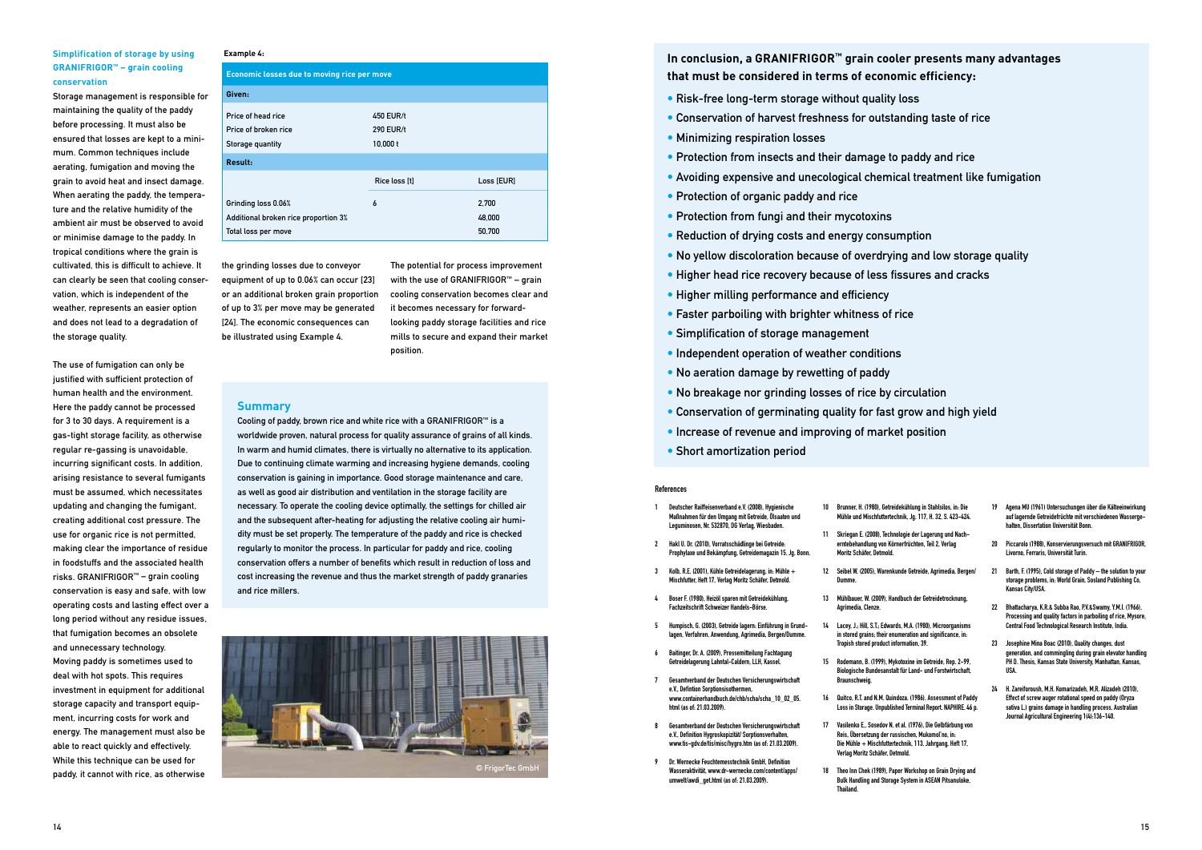### Simplification of storage by using GRANIFRIGOR™ – grain cooling conservation

Storage management is responsible for maintaining the quality of the paddy before processing. It must also be ensured that losses are kept to a minimum. Common techniques include aerating, fumigation and moving the grain to avoid heat and insect damage. When aerating the paddy, the temperature and the relative humidity of the ambient air must be observed to avoid or minimise damage to the paddy. In tropical conditions where the grain is cultivated, this is difficult to achieve. It can clearly be seen that cooling conservation, which is independent of the weather, represents an easier option and does not lead to a degradation of the storage quality.

The use of fumigation can only be justified with sufficient protection of human health and the environment. Here the paddy cannot be processed for 3 to 30 days. A requirement is a gas-tight storage facility, as otherwise regular re-gassing is unavoidable, incurring significant costs. In addition, arising resistance to several fumigants must be assumed, which necessitates updating and changing the fumigant, creating additional cost pressure. The use for organic rice is not permitted, making clear the importance of residue in foodstuffs and the associated health risks. GRANIFRIGOR™ – grain cooling conservation is easy and safe, with low operating costs and lasting effect over a long period without any residue issues, that fumigation becomes an obsolete and unnecessary technology.

Moving paddy is sometimes used to deal with hot spots. This requires investment in equipment for additional storage capacity and transport equipment, incurring costs for work and energy. The management must also be able to react quickly and effectively. While this technique can be used for paddy, it cannot with rice, as otherwise the grinding losses due to conveyor equipment of up to 0.06% can occur [23] or an additional broken rice proportion of up to 3% per move may be generated [24]. The economic consequences can be illustrated using Example 4.

**Example 4:**

| Economic losses due to moving rice per move | | |
|---|---|---|
| **Given:** | | |
| Price of head rice | 450 EUR/t | |
| Price of broken rice | 290 EUR/t | |
| Storage quantity | 10,000 t | |
| **Result:** | | |
| | Rice loss [t] | Loss [EUR] |
| Grinding loss 0.06% | 6 | 2,700 |
| Additional broken rice proportion 3% | | 48,000 |
| Total loss per move | | 50,700 |

The potential for process improvement with the use of GRANIFRIGOR™ – grain cooling conservation becomes clear and it becomes necessary for forward-looking paddy storage facilities and rice mills to secure and expand their market position.

## Summary

Cooling of paddy, brown rice and white rice with a GRANIFRIGOR™ is a worldwide proven, natural process for quality assurance of grains of all kinds. In warm and humid climates, there is virtually no alternative to its application. Due to continuing climate warming and increasing hygiene demands, cooling conservation is gaining in importance. Good storage maintenance and care, as well as good air distribution and ventilation in the storage facility are necessary. To operate the cooling device optimally, the settings for chilled air and the subsequent after-heating for adjusting the relative cooling air humidity must be set properly. The temperature of the paddy and rice is checked regularly to monitor the process. In particular for paddy and rice, cooling conservation offers a number of benefits which result in reduction of loss and cost increasing the revenue and thus the market strength of paddy granaries and rice millers.

© FrigorTec GmbH

### In conclusion, a GRANIFRIGOR™ grain cooler presents many advantages that must be considered in terms of economic efficiency:

- Risk-free long-term storage without quality loss
- Conservation of harvest freshness for outstanding taste of rice
- Minimizing respiration losses
- Protection from insects and their damage to paddy and rice
- Avoiding expensive and unecological chemical treatment like fumigation
- Protection of organic paddy and rice
- Protection from fungi and their mycotoxins
- Reduction of drying costs and energy consumption
- No yellow discoloration because of overdrying and low storage quality
- Higher head rice recovery because of less fissures and cracks
- Higher milling performance and efficiency
- Faster parboiling with brighter whitness of rice
- Simplification of storage management
- Independent operation of weather conditions
- No aeration damage by rewetting of paddy
- No breakage nor grinding losses of rice by circulation
- Conservation of germinating quality for fast grow and high yield
- Increase of revenue and improving of market position
- Short amortization period

### References

1. Deutscher Raiffeisenverband e.V. (2008), Hygienische Maßnahmen für den Umgang mit Getreide, Ölsaaten und Leguminosen, Nr. S32870, DG Verlag, Wiesbaden.
2. Hakl U. Dr. (2010), Vorratsschädlinge bei Getreide: Prophylaxe und Bekämpfung, Getreidemagazin 15. Jg. Bonn.
3. Kolb, R.E. (2001), Kühle Getreidelagerung, in: Mühle + Mischfutter, Heft 17, Verlag Moritz Schäfer, Detmold.
4. Boser F. (1980), Heizöl sparen mit Getreidekühlung, Fachzeitschrift Schweizer Handels-Börse.
5. Humpisch, G. (2003), Getreide lagern: Einführung in Grundlagen, Verfahren, Anwendung, Agrimedia, Bergen/Dumme.
6. Baitinger, Dr. A. (2009), Pressemitteilung Fachtagung Getreidelagerung Lahntal-Caldern, LLH, Kassel.
7. Gesamtverband der Deutschen Versicherungswirtschaft e.V., Defintion Sorptionsisothermen, www.containerhandbuch.de/chb/scha/scha_10_02_05.html (as of: 21.03.2009).
8. Gesamtverband der Deutschen Versicherungswirtschaft e.V., Definition Hygroskopizität/ Sorptionsverhalten, www.tis-gdv.de/tis/misc/hygro.htm (as of: 21.03.2009).
9. Dr. Wernecke Feuchtemesstechnik GmbH, Definition Wasseraktivität, www.dr-wernecke.com/content/apps/umwelt/awdi_get.html (as of: 21.03.2009).
10. Brunner, H. (1980), Getreidekühlung in Stahlsilos, in: Die Mühle und Mischfuttertechnik, Jg. 117, H. 32, S. 423–424.
11. Skriegan E. (2008), Technologie der Lagerung und Nacherntebehandlung von Körnerfrüchten, Teil 2, Verlag Moritz Schäfer, Detmold.
12. Seibel W. (2005), Warenkunde Getreide, Agrimedia, Bergen/Dumme.
13. Mühlbauer, W. (2009), Handbuch der Getreidetrocknung, Agrimedia, Clenze.
14. Lacey, J.; Hill, S.T.; Edwards, M.A. (1980), Microorganisms in stored grains: their enumeration and significance, in: Tropish stored product information, 39.
15. Rodemann, B. (1999), Mykotoxine im Getreide, Rep. 2–99, Biologische Bundesanstalt für Land- und Forstwirtschaft, Braunschweig.
16. Quitco, R.T. and N.M. Quindoza. (1986). Assessment of Paddy Loss in Storage. Unpublished Terminal Report. NAPHIRE. 46 p.
17. Vasilenko E., Sosedov N. et al. (1976), Die Gelbfärbung von Reis, Übersetzung der russischen, Mukomol'no, in: Die Mühle + Mischfuttertechnik, 113. Jahrgang, Heft 17, Verlag Moritz Schäfer, Detmold.
18. Theo Inn Chek (1989), Paper Workshop on Grain Drying and Bulk Handling and Storage System in ASEAN Pitsanuloke, Thailand.
19. Agena MU (1961) Untersuchungen über die Kälteeinwirkung auf lagernde Getreidefrüchte mit verschiedenen Wassergehalten, Dissertation Universität Bonn.
20. Piccarolo (1988), Konservierungsversuch mit GRANIFRIGOR, Livorno, Ferraris, Universität Turin.
21. Barth, F. (1995), Cold storage of Paddy – the solution to your storage problems, in: World Grain, Sosland Publishing Co, Kansas City/USA.
22. Bhattacharya, K.R.& Subba Rao, P.V.&Swamy, Y.M.I. (1966), Processing and quality factors in parboiling of rice, Mysore, Central Food Technological Research Institute, India.
23. Josephine Mina Boac (2010), Quality changes, dust generation, and commingling during grain elevator handling PH D. Thesis, Kansas State University, Manhattan, Kansas, USA.
24. H. Zareiforoush, M.H. Komarizadeh, M.R. Alizadeh (2010), Effect of screw auger rotational speed on paddy (Oryza sativa L.) grains damage in handling process, Australian Journal Agricultural Engineering 1(4):136–140.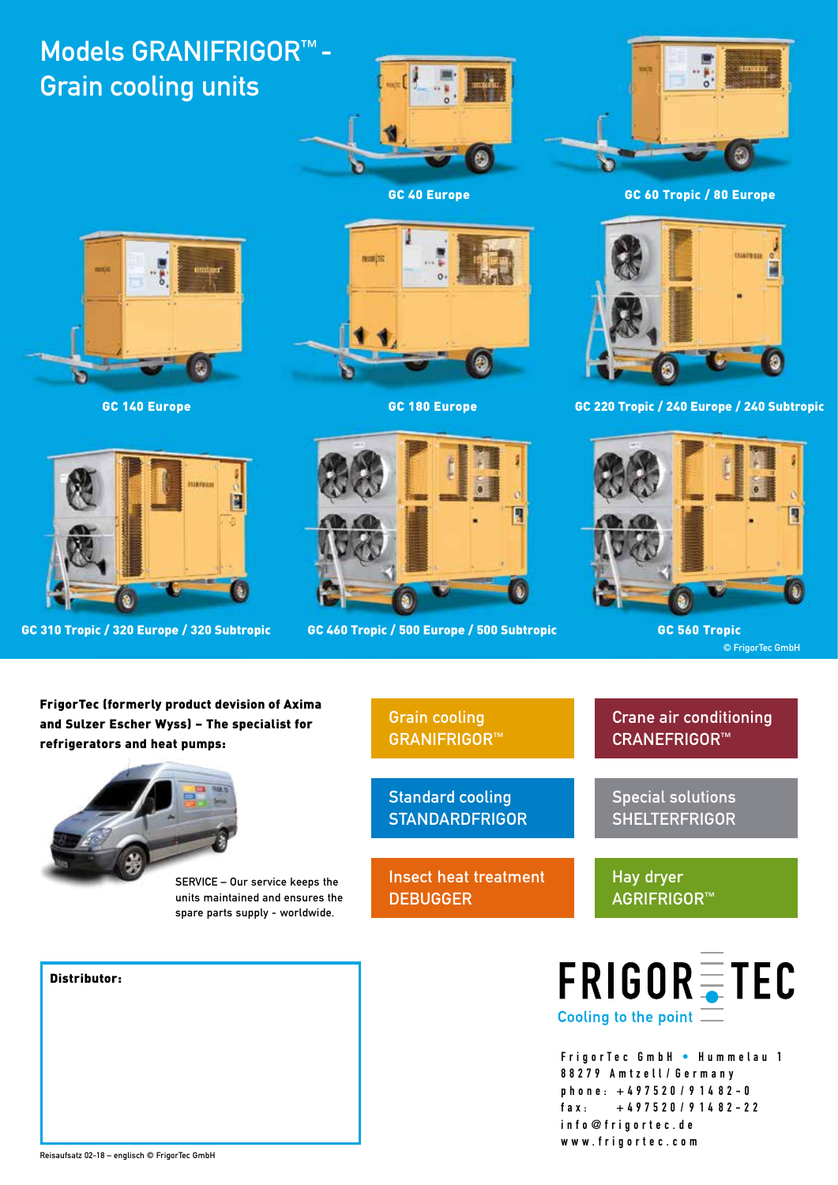# Models GRANIFRIGOR™ - Grain cooling units

GC 40 Europe

GC 60 Tropic / 80 Europe

GC 140 Europe

GC 180 Europe

GC 220 Tropic / 240 Europe / 240 Subtropic

GC 310 Tropic / 320 Europe / 320 Subtropic

GC 460 Tropic / 500 Europe / 500 Subtropic

GC 560 Tropic

© FrigorTec GmbH

**FrigorTec (formerly product devision of Axima and Sulzer Escher Wyss) – The specialist for refrigerators and heat pumps:**

SERVICE – Our service keeps the units maintained and ensures the spare parts supply - worldwide.

Grain cooling GRANIFRIGOR™

Crane air conditioning CRANEFRIGOR™

Standard cooling STANDARDFRIGOR

Special solutions SHELTERFRIGOR

Insect heat treatment DEBUGGER

Hay dryer AGRIFRIGOR™

**Distributor:**

FRIGOR TEC
Cooling to the point

FrigorTec GmbH • Hummelau 1
88279 Amtzell/Germany
phone: +497520/91482-0
fax: +497520/91482-22
info@frigortec.de
www.frigortec.com

Reisaufsatz 02-18 – englisch © FrigorTec GmbH